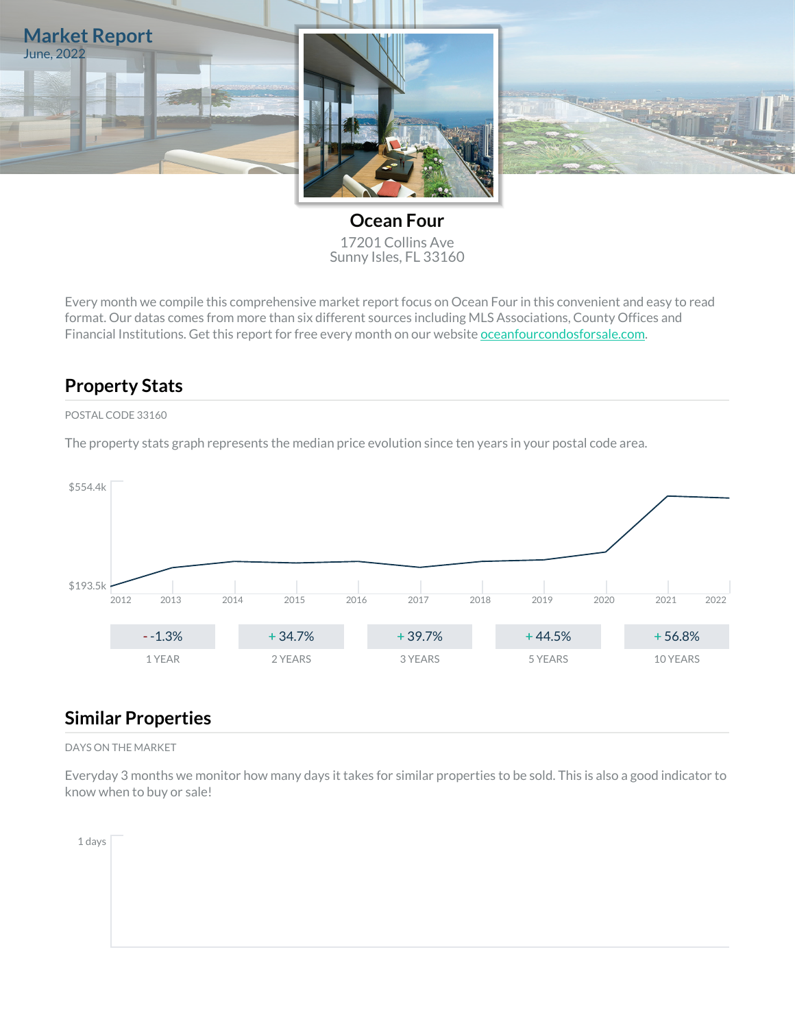# Market Report

June, 2022

## Ocean Four

17201 Collins Ave
Sunny Isles, FL 33160

Every month we compile this comprehensive market report focus on Ocean Four in this convenient and easy to read format. Our datas comes from more than six different sources including MLS Associations, County Offices and Financial Institutions. Get this report for free every month on our website oceanfourcondosforsale.com.

## Property Stats

POSTAL CODE 33160

The property stats graph represents the median price evolution since ten years in your postal code area.

$554.4k

$193.5k

2012 2013 2014 2015 2016 2017 2018 2019 2020 2021 2022

| - -1.3% | + 34.7% | + 39.7% | + 44.5% | + 56.8% |
|---|---|---|---|---|
| 1 YEAR | 2 YEARS | 3 YEARS | 5 YEARS | 10 YEARS |

## Similar Properties

DAYS ON THE MARKET

Everyday 3 months we monitor how many days it takes for similar properties to be sold. This is also a good indicator to know when to buy or sale!

1 days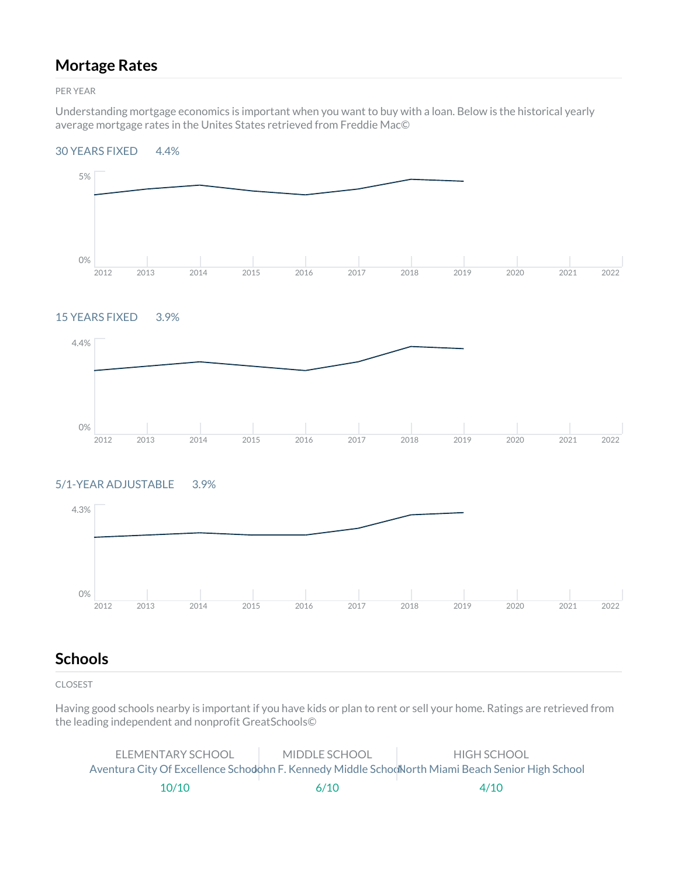## Mortage Rates

PER YEAR

Understanding mortgage economics is important when you want to buy with a loan. Below is the historical yearly average mortgage rates in the Unites States retrieved from Freddie Mac©

30 YEARS FIXED 4.4%

15 YEARS FIXED 3.9%

5/1-YEAR ADJUSTABLE 3.9%

## Schools

CLOSEST

Having good schools nearby is important if you have kids or plan to rent or sell your home. Ratings are retrieved from the leading independent and nonprofit GreatSchools©

| ELEMENTARY SCHOOL | MIDDLE SCHOOL | HIGH SCHOOL |
| --- | --- | --- |
| Aventura City Of Excellence School | John F. Kennedy Middle School | North Miami Beach Senior High School |
| 10/10 | 6/10 | 4/10 |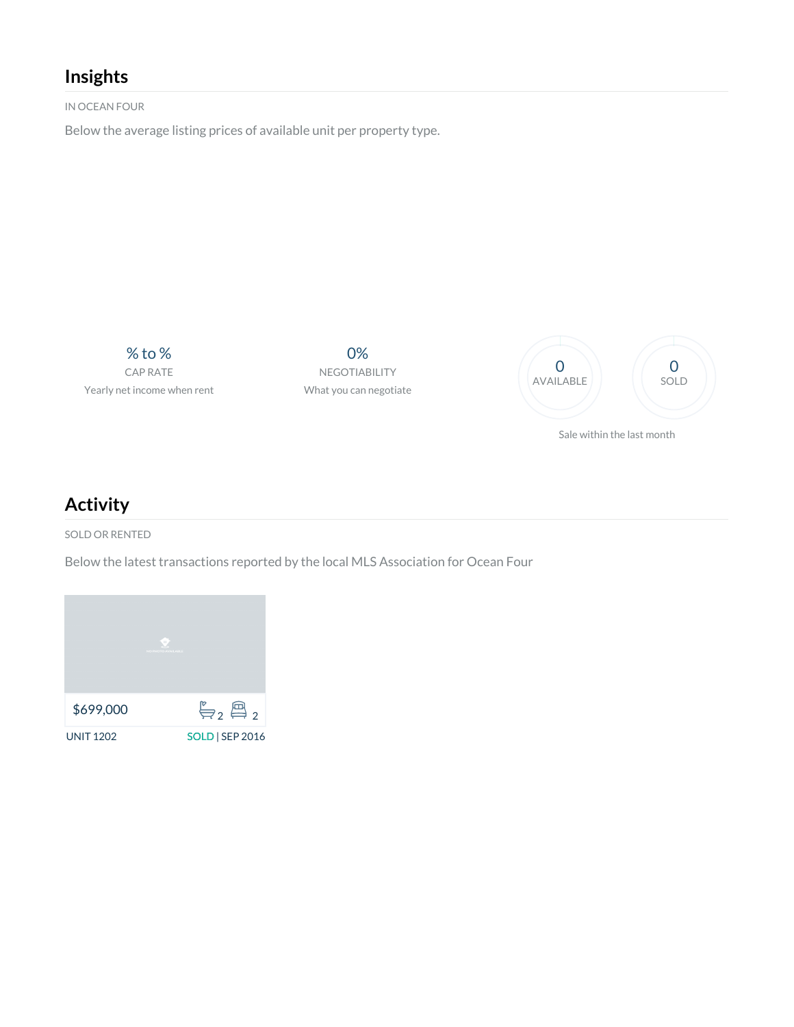## Insights

IN OCEAN FOUR

Below the average listing prices of available unit per property type.

% to %
CAP RATE
Yearly net income when rent

0%
NEGOTIABILITY
What you can negotiate

0
AVAILABLE

0
SOLD

Sale within the last month

## Activity

SOLD OR RENTED

Below the latest transactions reported by the local MLS Association for Ocean Four

$699,000 2 2

UNIT 1202 SOLD | SEP 2016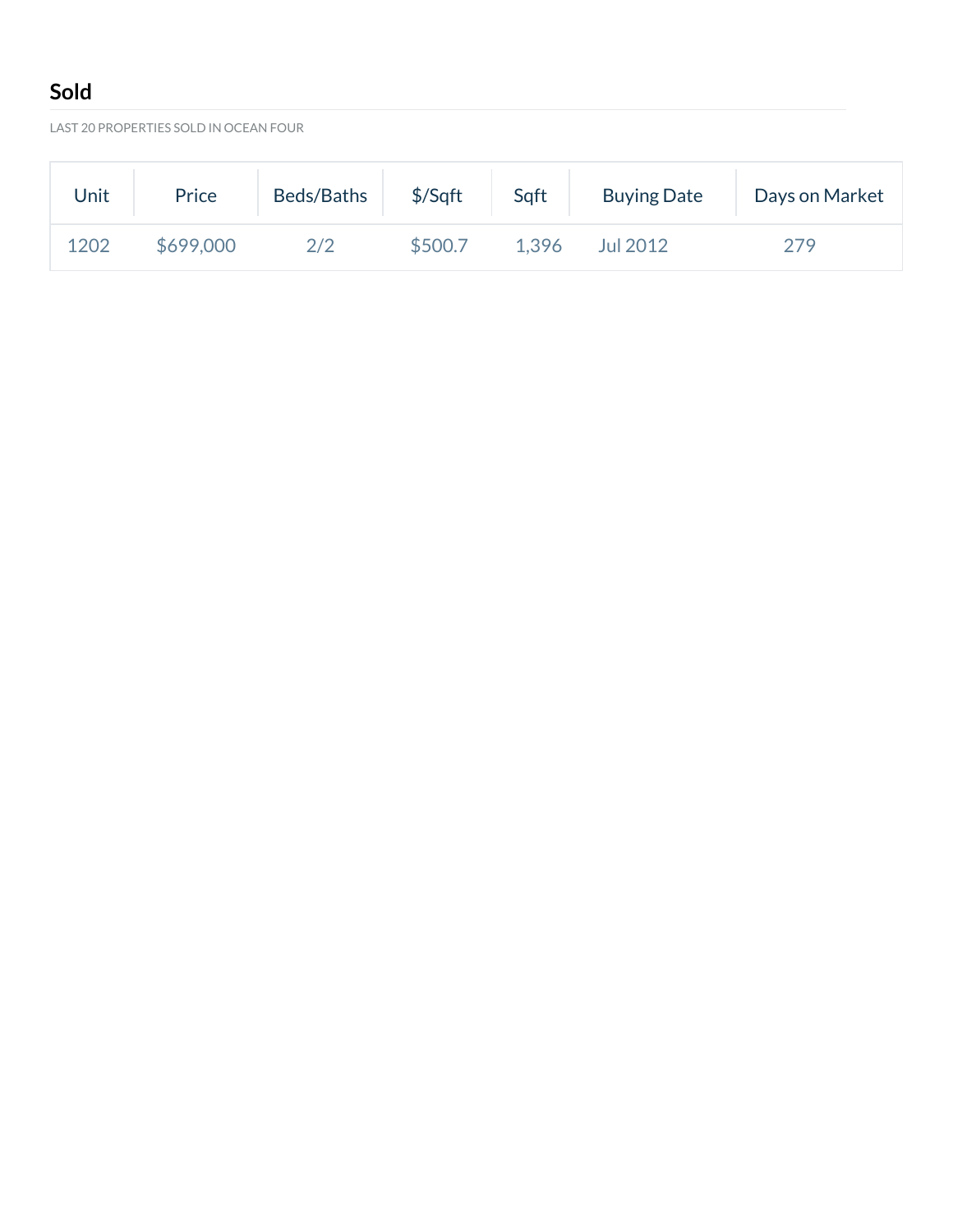## Sold

LAST 20 PROPERTIES SOLD IN OCEAN FOUR

| Unit | Price | Beds/Baths | $/Sqft | Sqft | Buying Date | Days on Market |
|---|---|---|---|---|---|---|
| 1202 | $699,000 | 2/2 | $500.7 | 1,396 | Jul 2012 | 279 |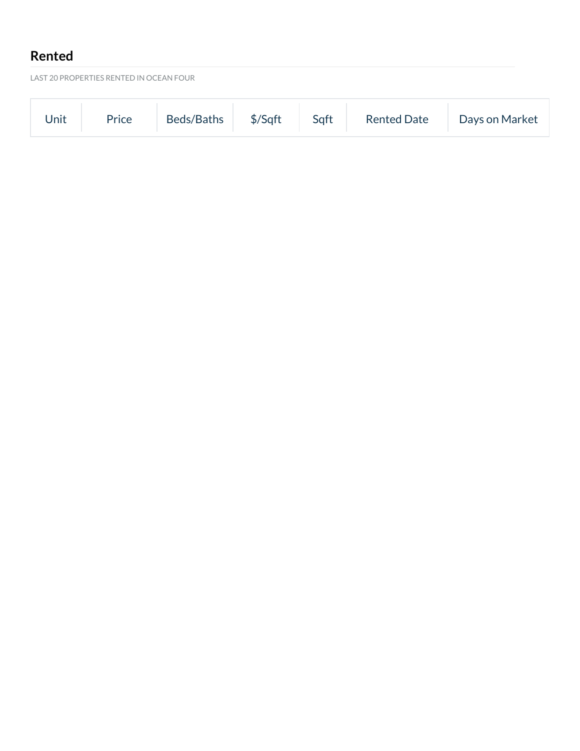## Rented

LAST 20 PROPERTIES RENTED IN OCEAN FOUR

| Unit | Price | Beds/Baths | $/Sqft | Sqft | Rented Date | Days on Market |
| --- | --- | --- | --- | --- | --- | --- |